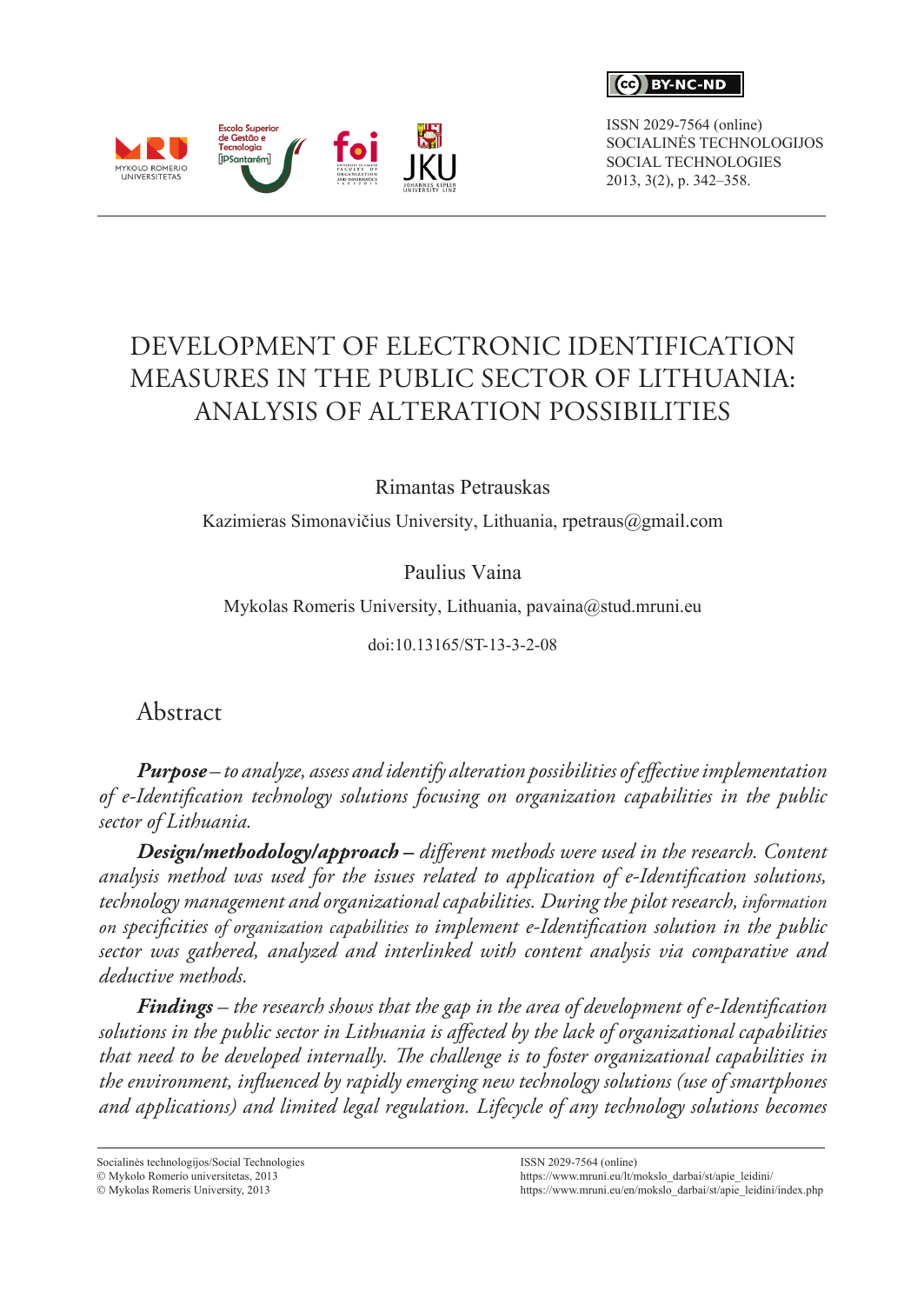ISSN 2029-7564 (online)
SOCIALINĖS TECHNOLOGIJOS
SOCIAL TECHNOLOGIES
2013, 3(2), p. 342–358.

# DEVELOPMENT OF ELECTRONIC IDENTIFICATION MEASURES IN THE PUBLIC SECTOR OF LITHUANIA: ANALYSIS OF ALTERATION POSSIBILITIES

Rimantas Petrauskas

Kazimieras Simonavičius University, Lithuania, rpetraus@gmail.com

Paulius Vaina

Mykolas Romeris University, Lithuania, pavaina@stud.mruni.eu

doi:10.13165/ST-13-3-2-08

## Abstract

***Purpose*** *– to analyze, assess and identify alteration possibilities of effective implementation of e-Identification technology solutions focusing on organization capabilities in the public sector of Lithuania.*

***Design/methodology/approach*** *– different methods were used in the research. Content analysis method was used for the issues related to application of e-Identification solutions, technology management and organizational capabilities. During the pilot research, information on specificities of organization capabilities to implement e-Identification solution in the public sector was gathered, analyzed and interlinked with content analysis via comparative and deductive methods.*

***Findings*** *– the research shows that the gap in the area of development of e-Identification solutions in the public sector in Lithuania is affected by the lack of organizational capabilities that need to be developed internally. The challenge is to foster organizational capabilities in the environment, influenced by rapidly emerging new technology solutions (use of smartphones and applications) and limited legal regulation. Lifecycle of any technology solutions becomes*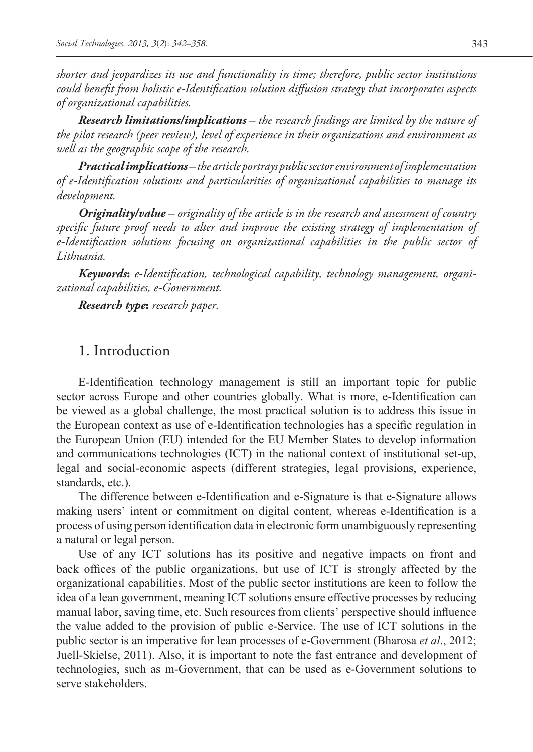*shorter and jeopardizes its use and functionality in time; therefore, public sector institutions could benefit from holistic e-Identification solution diffusion strategy that incorporates aspects of organizational capabilities.*

***Research limitations/implications*** *– the research findings are limited by the nature of the pilot research (peer review), level of experience in their organizations and environment as well as the geographic scope of the research.*

***Practical implications*** *– the article portrays public sector environment of implementation of e-Identification solutions and particularities of organizational capabilities to manage its development.*

***Originality/value*** *– originality of the article is in the research and assessment of country specific future proof needs to alter and improve the existing strategy of implementation of e-Identification solutions focusing on organizational capabilities in the public sector of Lithuania.*

***Keywords*****:** *e-Identification, technological capability, technology management, organizational capabilities, e-Government.*

***Research type*****:** *research paper.*

## 1. Introduction

E-Identification technology management is still an important topic for public sector across Europe and other countries globally. What is more, e-Identification can be viewed as a global challenge, the most practical solution is to address this issue in the European context as use of e-Identification technologies has a specific regulation in the European Union (EU) intended for the EU Member States to develop information and communications technologies (ICT) in the national context of institutional set-up, legal and social-economic aspects (different strategies, legal provisions, experience, standards, etc.).

The difference between e-Identification and e-Signature is that e-Signature allows making users' intent or commitment on digital content, whereas e-Identification is a process of using person identification data in electronic form unambiguously representing a natural or legal person.

Use of any ICT solutions has its positive and negative impacts on front and back offices of the public organizations, but use of ICT is strongly affected by the organizational capabilities. Most of the public sector institutions are keen to follow the idea of a lean government, meaning ICT solutions ensure effective processes by reducing manual labor, saving time, etc. Such resources from clients' perspective should influence the value added to the provision of public e-Service. The use of ICT solutions in the public sector is an imperative for lean processes of e-Government (Bharosa *et al*., 2012; Juell-Skielse, 2011). Also, it is important to note the fast entrance and development of technologies, such as m-Government, that can be used as e-Government solutions to serve stakeholders.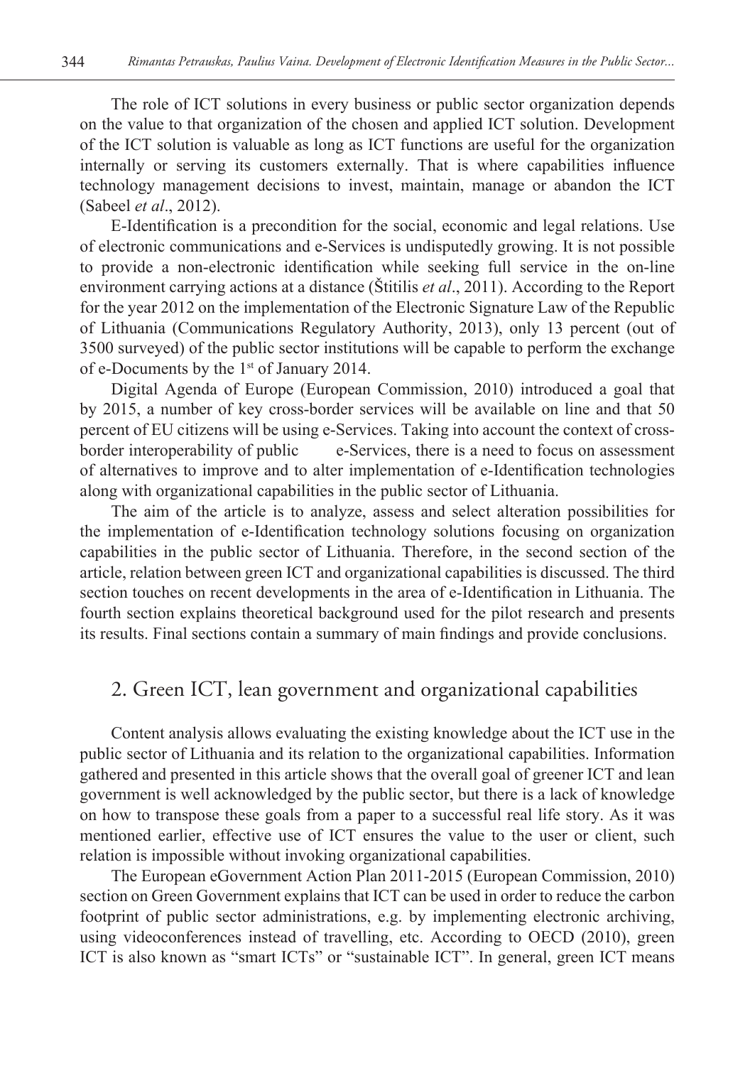The role of ICT solutions in every business or public sector organization depends on the value to that organization of the chosen and applied ICT solution. Development of the ICT solution is valuable as long as ICT functions are useful for the organization internally or serving its customers externally. That is where capabilities influence technology management decisions to invest, maintain, manage or abandon the ICT (Sabeel *et al*., 2012).

E-Identification is a precondition for the social, economic and legal relations. Use of electronic communications and e-Services is undisputedly growing. It is not possible to provide a non-electronic identification while seeking full service in the on-line environment carrying actions at a distance (Štitilis *et al*., 2011). According to the Report for the year 2012 on the implementation of the Electronic Signature Law of the Republic of Lithuania (Communications Regulatory Authority, 2013), only 13 percent (out of 3500 surveyed) of the public sector institutions will be capable to perform the exchange of e-Documents by the 1st of January 2014.

Digital Agenda of Europe (European Commission, 2010) introduced a goal that by 2015, a number of key cross-border services will be available on line and that 50 percent of EU citizens will be using e-Services. Taking into account the context of cross-border interoperability of public e-Services, there is a need to focus on assessment of alternatives to improve and to alter implementation of e-Identification technologies along with organizational capabilities in the public sector of Lithuania.

The aim of the article is to analyze, assess and select alteration possibilities for the implementation of e-Identification technology solutions focusing on organization capabilities in the public sector of Lithuania. Therefore, in the second section of the article, relation between green ICT and organizational capabilities is discussed. The third section touches on recent developments in the area of e-Identification in Lithuania. The fourth section explains theoretical background used for the pilot research and presents its results. Final sections contain a summary of main findings and provide conclusions.

## 2. Green ICT, lean government and organizational capabilities

Content analysis allows evaluating the existing knowledge about the ICT use in the public sector of Lithuania and its relation to the organizational capabilities. Information gathered and presented in this article shows that the overall goal of greener ICT and lean government is well acknowledged by the public sector, but there is a lack of knowledge on how to transpose these goals from a paper to a successful real life story. As it was mentioned earlier, effective use of ICT ensures the value to the user or client, such relation is impossible without invoking organizational capabilities.

The European eGovernment Action Plan 2011-2015 (European Commission, 2010) section on Green Government explains that ICT can be used in order to reduce the carbon footprint of public sector administrations, e.g. by implementing electronic archiving, using videoconferences instead of travelling, etc. According to OECD (2010), green ICT is also known as "smart ICTs" or "sustainable ICT". In general, green ICT means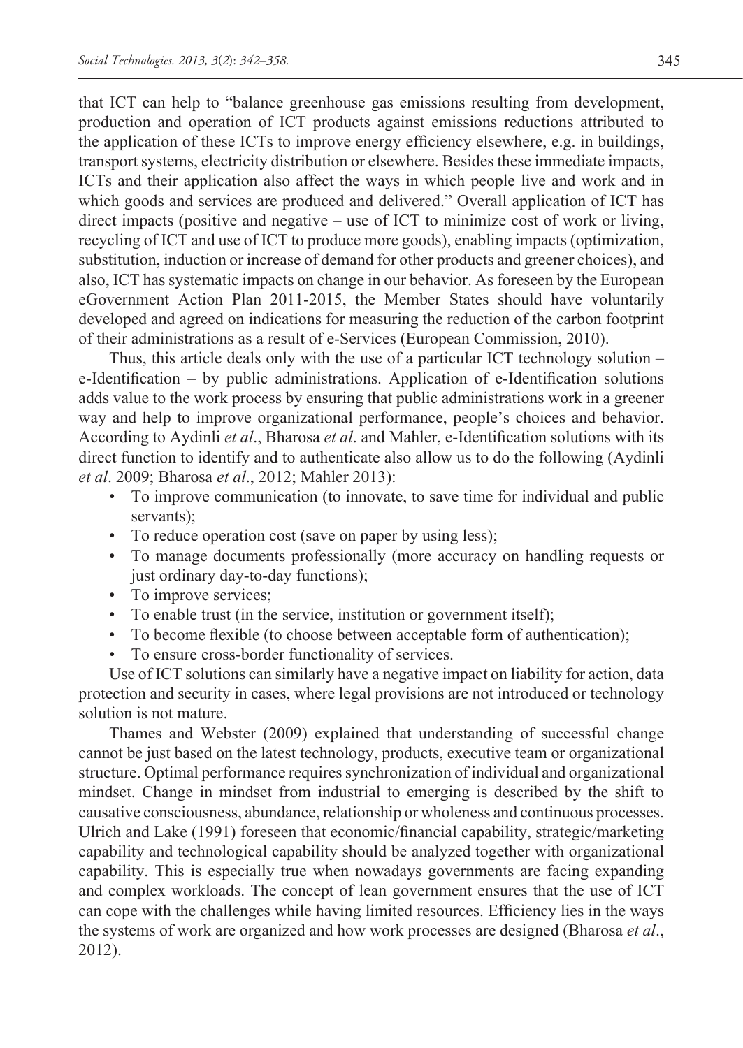that ICT can help to "balance greenhouse gas emissions resulting from development, production and operation of ICT products against emissions reductions attributed to the application of these ICTs to improve energy efficiency elsewhere, e.g. in buildings, transport systems, electricity distribution or elsewhere. Besides these immediate impacts, ICTs and their application also affect the ways in which people live and work and in which goods and services are produced and delivered." Overall application of ICT has direct impacts (positive and negative – use of ICT to minimize cost of work or living, recycling of ICT and use of ICT to produce more goods), enabling impacts (optimization, substitution, induction or increase of demand for other products and greener choices), and also, ICT has systematic impacts on change in our behavior. As foreseen by the European eGovernment Action Plan 2011-2015, the Member States should have voluntarily developed and agreed on indications for measuring the reduction of the carbon footprint of their administrations as a result of e-Services (European Commission, 2010).

Thus, this article deals only with the use of a particular ICT technology solution – e-Identification – by public administrations. Application of e-Identification solutions adds value to the work process by ensuring that public administrations work in a greener way and help to improve organizational performance, people's choices and behavior. According to Aydinli *et al*., Bharosa *et al*. and Mahler, e-Identification solutions with its direct function to identify and to authenticate also allow us to do the following (Aydinli *et al*. 2009; Bharosa *et al*., 2012; Mahler 2013):

- To improve communication (to innovate, to save time for individual and public servants);
- To reduce operation cost (save on paper by using less);
- To manage documents professionally (more accuracy on handling requests or just ordinary day-to-day functions);
- To improve services;
- To enable trust (in the service, institution or government itself);
- To become flexible (to choose between acceptable form of authentication);
- To ensure cross-border functionality of services.

Use of ICT solutions can similarly have a negative impact on liability for action, data protection and security in cases, where legal provisions are not introduced or technology solution is not mature.

Thames and Webster (2009) explained that understanding of successful change cannot be just based on the latest technology, products, executive team or organizational structure. Optimal performance requires synchronization of individual and organizational mindset. Change in mindset from industrial to emerging is described by the shift to causative consciousness, abundance, relationship or wholeness and continuous processes. Ulrich and Lake (1991) foreseen that economic/financial capability, strategic/marketing capability and technological capability should be analyzed together with organizational capability. This is especially true when nowadays governments are facing expanding and complex workloads. The concept of lean government ensures that the use of ICT can cope with the challenges while having limited resources. Efficiency lies in the ways the systems of work are organized and how work processes are designed (Bharosa *et al*., 2012).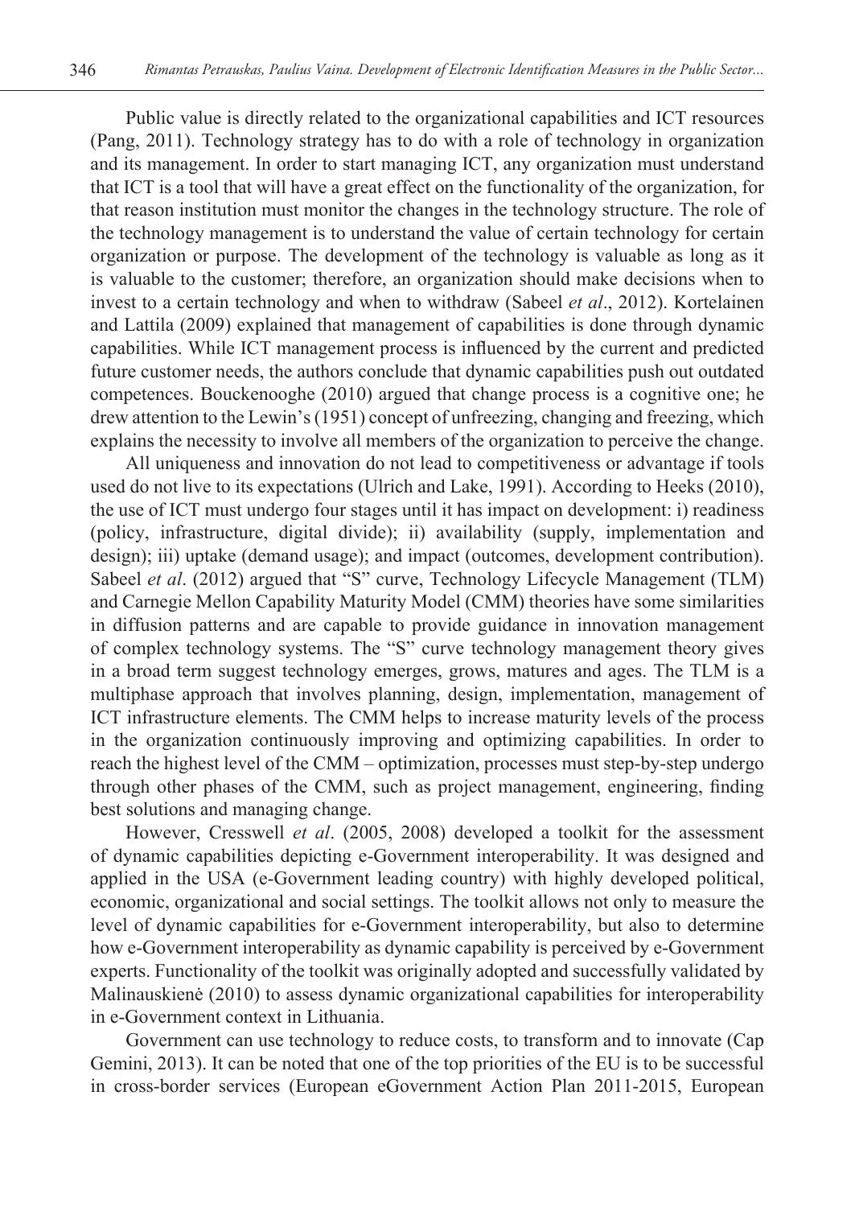Public value is directly related to the organizational capabilities and ICT resources (Pang, 2011). Technology strategy has to do with a role of technology in organization and its management. In order to start managing ICT, any organization must understand that ICT is a tool that will have a great effect on the functionality of the organization, for that reason institution must monitor the changes in the technology structure. The role of the technology management is to understand the value of certain technology for certain organization or purpose. The development of the technology is valuable as long as it is valuable to the customer; therefore, an organization should make decisions when to invest to a certain technology and when to withdraw (Sabeel *et al*., 2012). Kortelainen and Lattila (2009) explained that management of capabilities is done through dynamic capabilities. While ICT management process is influenced by the current and predicted future customer needs, the authors conclude that dynamic capabilities push out outdated competences. Bouckenooghe (2010) argued that change process is a cognitive one; he drew attention to the Lewin's (1951) concept of unfreezing, changing and freezing, which explains the necessity to involve all members of the organization to perceive the change.

All uniqueness and innovation do not lead to competitiveness or advantage if tools used do not live to its expectations (Ulrich and Lake, 1991). According to Heeks (2010), the use of ICT must undergo four stages until it has impact on development: i) readiness (policy, infrastructure, digital divide); ii) availability (supply, implementation and design); iii) uptake (demand usage); and impact (outcomes, development contribution). Sabeel *et al*. (2012) argued that "S" curve, Technology Lifecycle Management (TLM) and Carnegie Mellon Capability Maturity Model (CMM) theories have some similarities in diffusion patterns and are capable to provide guidance in innovation management of complex technology systems. The "S" curve technology management theory gives in a broad term suggest technology emerges, grows, matures and ages. The TLM is a multiphase approach that involves planning, design, implementation, management of ICT infrastructure elements. The CMM helps to increase maturity levels of the process in the organization continuously improving and optimizing capabilities. In order to reach the highest level of the CMM – optimization, processes must step-by-step undergo through other phases of the CMM, such as project management, engineering, finding best solutions and managing change.

However, Cresswell *et al*. (2005, 2008) developed a toolkit for the assessment of dynamic capabilities depicting e-Government interoperability. It was designed and applied in the USA (e-Government leading country) with highly developed political, economic, organizational and social settings. The toolkit allows not only to measure the level of dynamic capabilities for e-Government interoperability, but also to determine how e-Government interoperability as dynamic capability is perceived by e-Government experts. Functionality of the toolkit was originally adopted and successfully validated by Malinauskienė (2010) to assess dynamic organizational capabilities for interoperability in e-Government context in Lithuania.

Government can use technology to reduce costs, to transform and to innovate (Cap Gemini, 2013). It can be noted that one of the top priorities of the EU is to be successful in cross-border services (European eGovernment Action Plan 2011-2015, European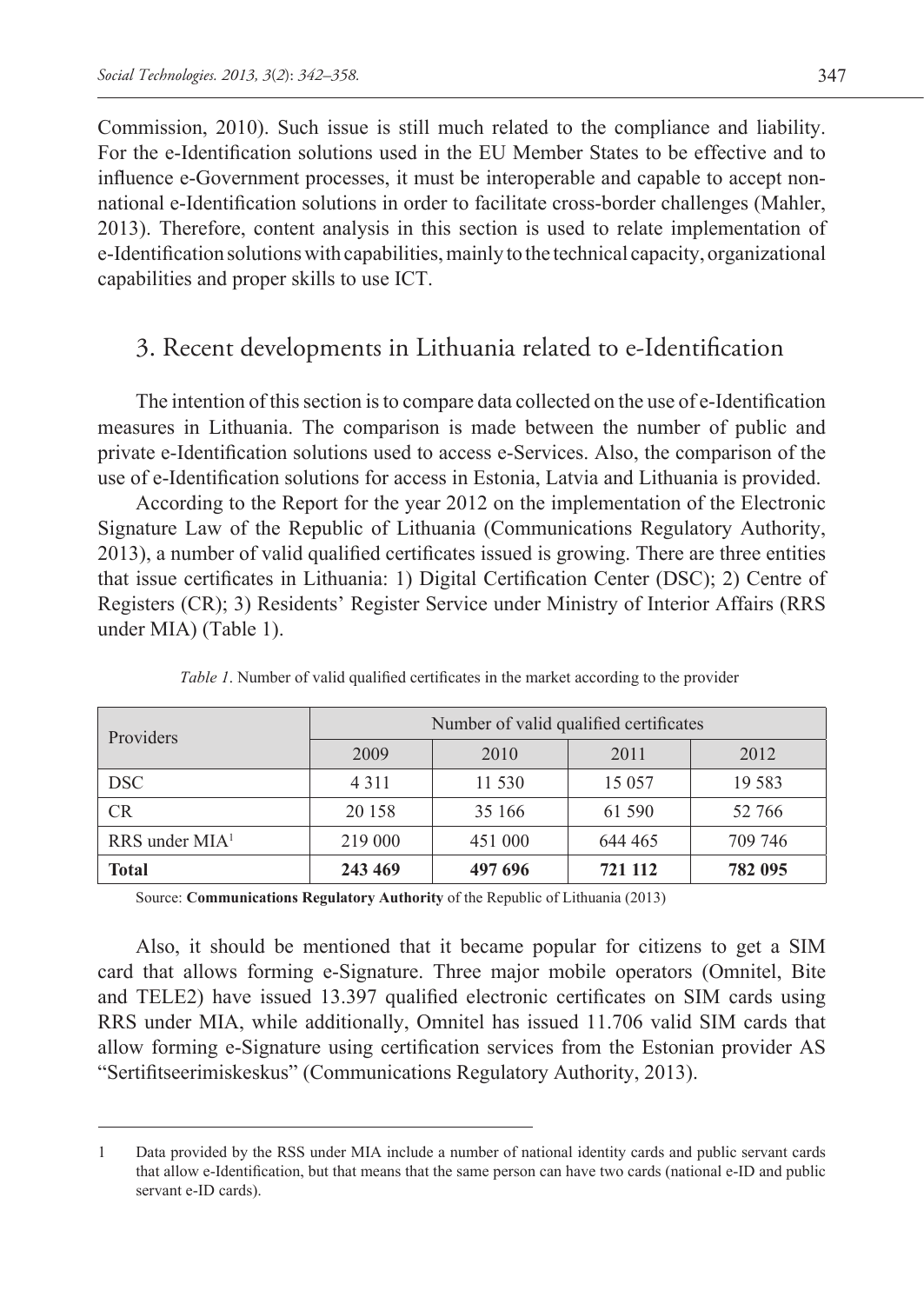Commission, 2010). Such issue is still much related to the compliance and liability. For the e-Identification solutions used in the EU Member States to be effective and to influence e-Government processes, it must be interoperable and capable to accept non-national e-Identification solutions in order to facilitate cross-border challenges (Mahler, 2013). Therefore, content analysis in this section is used to relate implementation of e-Identification solutions with capabilities, mainly to the technical capacity, organizational capabilities and proper skills to use ICT.

## 3. Recent developments in Lithuania related to e-Identification

The intention of this section is to compare data collected on the use of e-Identification measures in Lithuania. The comparison is made between the number of public and private e-Identification solutions used to access e-Services. Also, the comparison of the use of e-Identification solutions for access in Estonia, Latvia and Lithuania is provided.

According to the Report for the year 2012 on the implementation of the Electronic Signature Law of the Republic of Lithuania (Communications Regulatory Authority, 2013), a number of valid qualified certificates issued is growing. There are three entities that issue certificates in Lithuania: 1) Digital Certification Center (DSC); 2) Centre of Registers (CR); 3) Residents' Register Service under Ministry of Interior Affairs (RRS under MIA) (Table 1).

*Table 1*. Number of valid qualified certificates in the market according to the provider

| Providers | Number of valid qualified certificates | | | |
|---|---|---|---|---|
| | 2009 | 2010 | 2011 | 2012 |
| DSC | 4 311 | 11 530 | 15 057 | 19 583 |
| CR | 20 158 | 35 166 | 61 590 | 52 766 |
| RRS under MIA[1] | 219 000 | 451 000 | 644 465 | 709 746 |
| **Total** | **243 469** | **497 696** | **721 112** | **782 095** |

Source: **Communications Regulatory Authority** of the Republic of Lithuania (2013)

Also, it should be mentioned that it became popular for citizens to get a SIM card that allows forming e-Signature. Three major mobile operators (Omnitel, Bite and TELE2) have issued 13.397 qualified electronic certificates on SIM cards using RRS under MIA, while additionally, Omnitel has issued 11.706 valid SIM cards that allow forming e-Signature using certification services from the Estonian provider AS "Sertifitseerimiskeskus" (Communications Regulatory Authority, 2013).

---

1 Data provided by the RSS under MIA include a number of national identity cards and public servant cards that allow e-Identification, but that means that the same person can have two cards (national e-ID and public servant e-ID cards).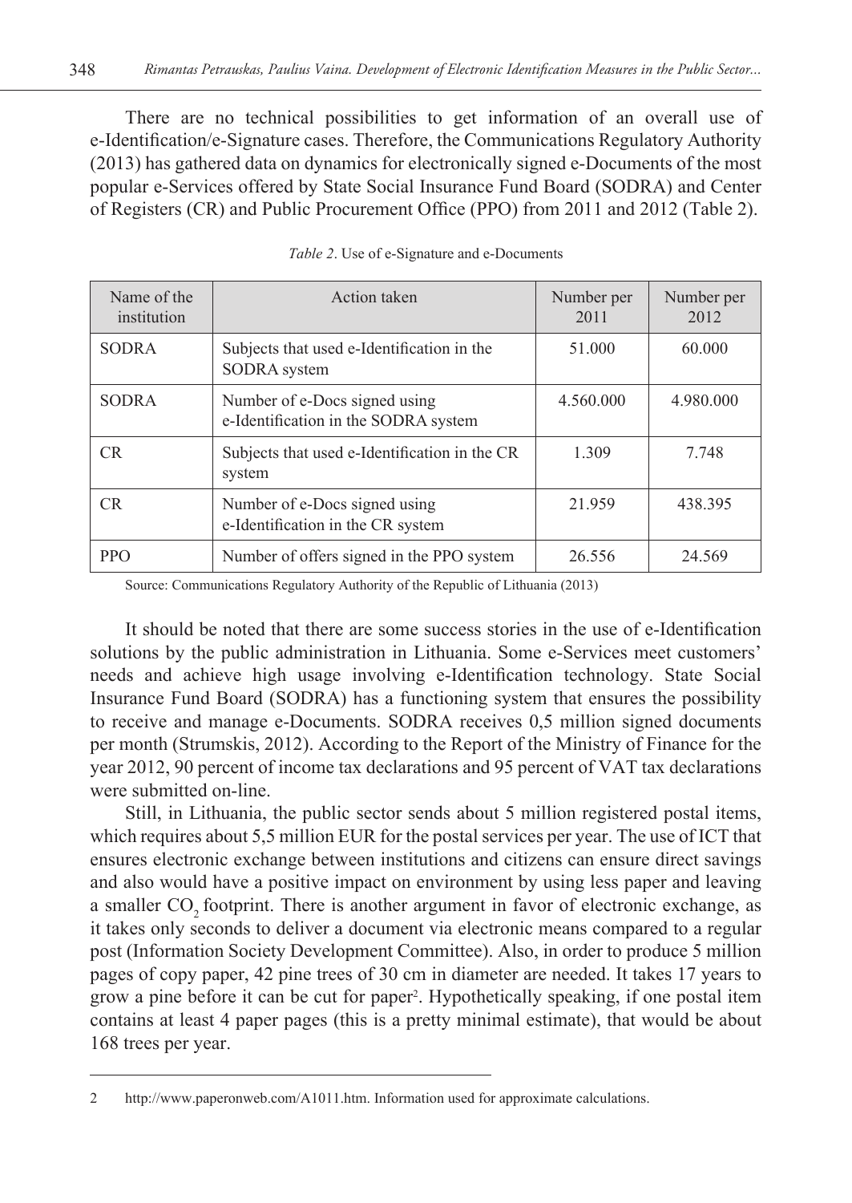There are no technical possibilities to get information of an overall use of e-Identification/e-Signature cases. Therefore, the Communications Regulatory Authority (2013) has gathered data on dynamics for electronically signed e-Documents of the most popular e-Services offered by State Social Insurance Fund Board (SODRA) and Center of Registers (CR) and Public Procurement Office (PPO) from 2011 and 2012 (Table 2).

*Table 2*. Use of e-Signature and e-Documents

| Name of the institution | Action taken | Number per 2011 | Number per 2012 |
|---|---|---|---|
| SODRA | Subjects that used e-Identification in the SODRA system | 51.000 | 60.000 |
| SODRA | Number of e-Docs signed using e-Identification in the SODRA system | 4.560.000 | 4.980.000 |
| CR | Subjects that used e-Identification in the CR system | 1.309 | 7.748 |
| CR | Number of e-Docs signed using e-Identification in the CR system | 21.959 | 438.395 |
| PPO | Number of offers signed in the PPO system | 26.556 | 24.569 |

Source: Communications Regulatory Authority of the Republic of Lithuania (2013)

It should be noted that there are some success stories in the use of e-Identification solutions by the public administration in Lithuania. Some e-Services meet customers' needs and achieve high usage involving e-Identification technology. State Social Insurance Fund Board (SODRA) has a functioning system that ensures the possibility to receive and manage e-Documents. SODRA receives 0,5 million signed documents per month (Strumskis, 2012). According to the Report of the Ministry of Finance for the year 2012, 90 percent of income tax declarations and 95 percent of VAT tax declarations were submitted on-line.

Still, in Lithuania, the public sector sends about 5 million registered postal items, which requires about 5,5 million EUR for the postal services per year. The use of ICT that ensures electronic exchange between institutions and citizens can ensure direct savings and also would have a positive impact on environment by using less paper and leaving a smaller $CO_2$ footprint. There is another argument in favor of electronic exchange, as it takes only seconds to deliver a document via electronic means compared to a regular post (Information Society Development Committee). Also, in order to produce 5 million pages of copy paper, 42 pine trees of 30 cm in diameter are needed. It takes 17 years to grow a pine before it can be cut for paper[2]. Hypothetically speaking, if one postal item contains at least 4 paper pages (this is a pretty minimal estimate), that would be about 168 trees per year.

---

2 http://www.paperonweb.com/A1011.htm. Information used for approximate calculations.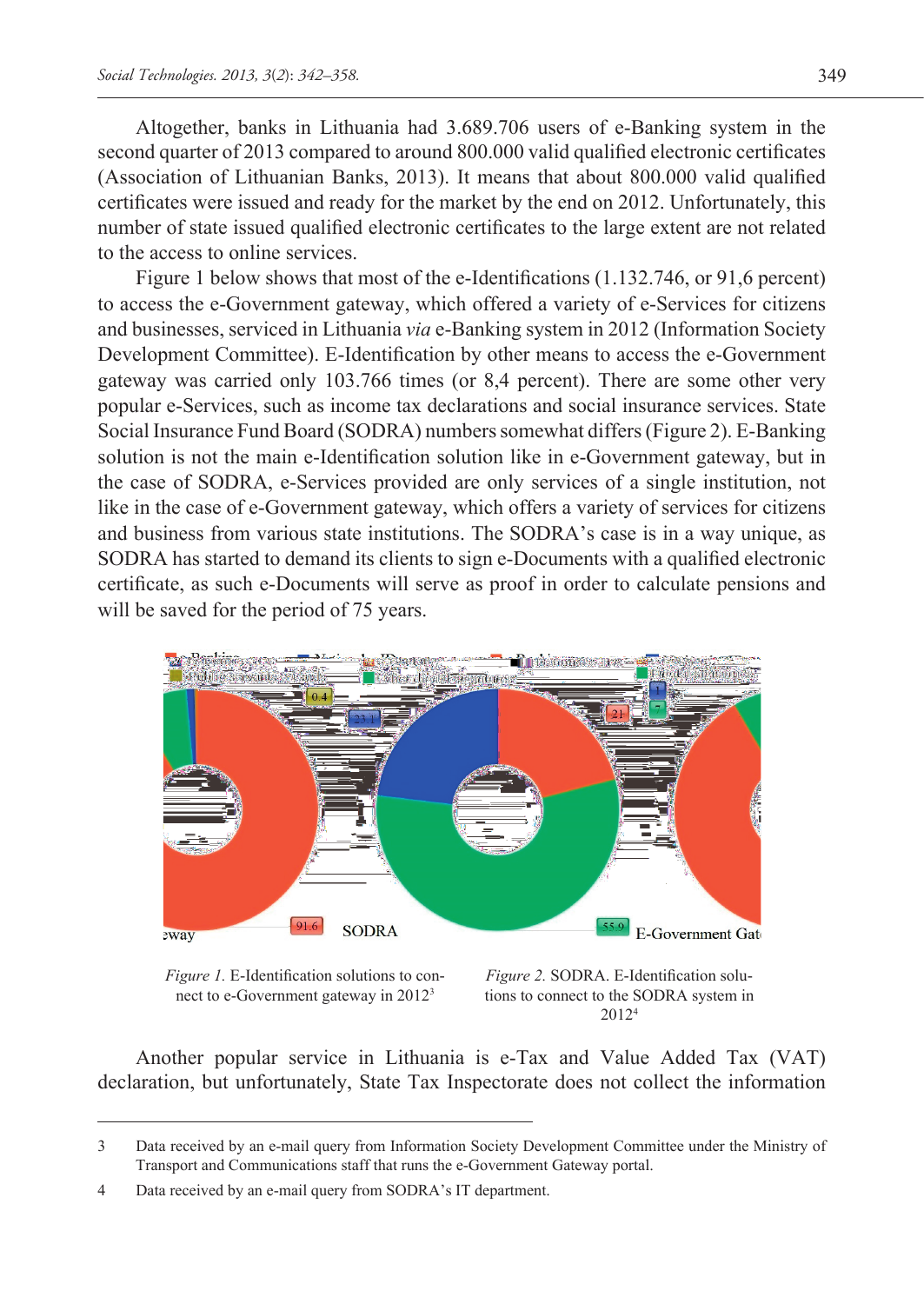Altogether, banks in Lithuania had 3.689.706 users of e-Banking system in the second quarter of 2013 compared to around 800.000 valid qualified electronic certificates (Association of Lithuanian Banks, 2013). It means that about 800.000 valid qualified certificates were issued and ready for the market by the end on 2012. Unfortunately, this number of state issued qualified electronic certificates to the large extent are not related to the access to online services.

Figure 1 below shows that most of the e-Identifications (1.132.746, or 91,6 percent) to access the e-Government gateway, which offered a variety of e-Services for citizens and businesses, serviced in Lithuania *via* e-Banking system in 2012 (Information Society Development Committee). E-Identification by other means to access the e-Government gateway was carried only 103.766 times (or 8,4 percent). There are some other very popular e-Services, such as income tax declarations and social insurance services. State Social Insurance Fund Board (SODRA) numbers somewhat differs (Figure 2). E-Banking solution is not the main e-Identification solution like in e-Government gateway, but in the case of SODRA, e-Services provided are only services of a single institution, not like in the case of e-Government gateway, which offers a variety of services for citizens and business from various state institutions. The SODRA's case is in a way unique, as SODRA has started to demand its clients to sign e-Documents with a qualified electronic certificate, as such e-Documents will serve as proof in order to calculate pensions and will be saved for the period of 75 years.

*Figure 1.* E-Identification solutions to connect to e-Government gateway in 2012[3]

*Figure 2.* SODRA. E-Identification solutions to connect to the SODRA system in 2012[4]

Another popular service in Lithuania is e-Tax and Value Added Tax (VAT) declaration, but unfortunately, State Tax Inspectorate does not collect the information

3 Data received by an e-mail query from Information Society Development Committee under the Ministry of Transport and Communications staff that runs the e-Government Gateway portal.

4 Data received by an e-mail query from SODRA's IT department.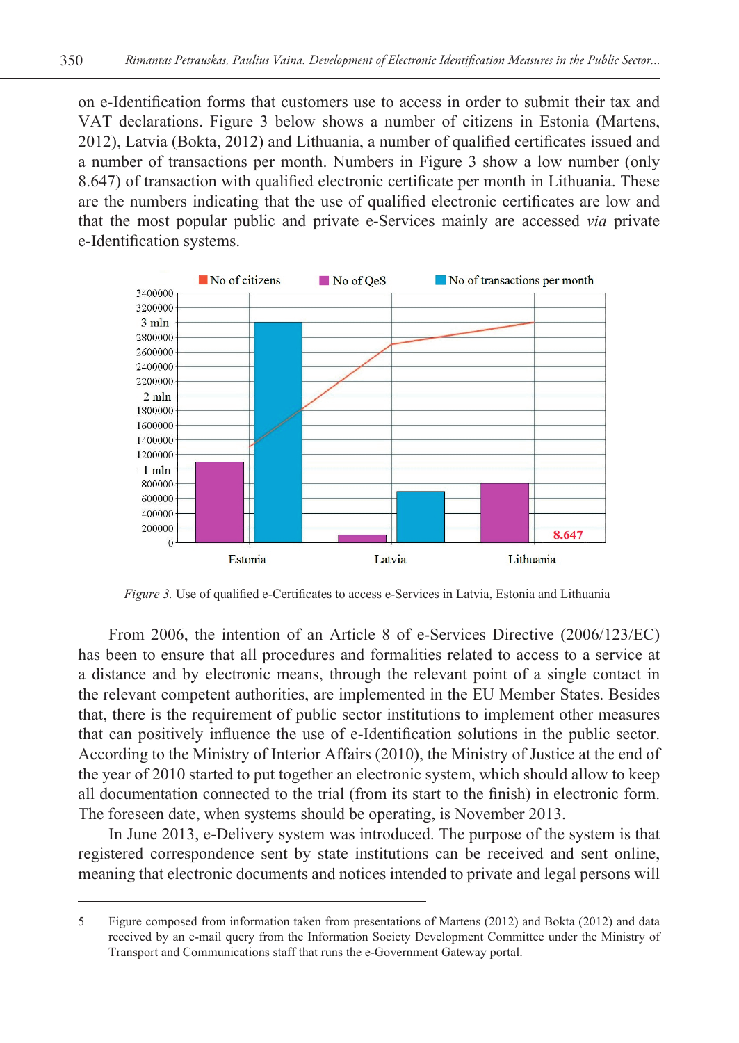on e-Identification forms that customers use to access in order to submit their tax and VAT declarations. Figure 3 below shows a number of citizens in Estonia (Martens, 2012), Latvia (Bokta, 2012) and Lithuania, a number of qualified certificates issued and a number of transactions per month. Numbers in Figure 3 show a low number (only 8.647) of transaction with qualified electronic certificate per month in Lithuania. These are the numbers indicating that the use of qualified electronic certificates are low and that the most popular public and private e-Services mainly are accessed *via* private e-Identification systems.

*Figure 3.* Use of qualified e-Certificates to access e-Services in Latvia, Estonia and Lithuania

From 2006, the intention of an Article 8 of e-Services Directive (2006/123/EC) has been to ensure that all procedures and formalities related to access to a service at a distance and by electronic means, through the relevant point of a single contact in the relevant competent authorities, are implemented in the EU Member States. Besides that, there is the requirement of public sector institutions to implement other measures that can positively influence the use of e-Identification solutions in the public sector. According to the Ministry of Interior Affairs (2010), the Ministry of Justice at the end of the year of 2010 started to put together an electronic system, which should allow to keep all documentation connected to the trial (from its start to the finish) in electronic form. The foreseen date, when systems should be operating, is November 2013.

In June 2013, e-Delivery system was introduced. The purpose of the system is that registered correspondence sent by state institutions can be received and sent online, meaning that electronic documents and notices intended to private and legal persons will

5 Figure composed from information taken from presentations of Martens (2012) and Bokta (2012) and data received by an e-mail query from the Information Society Development Committee under the Ministry of Transport and Communications staff that runs the e-Government Gateway portal.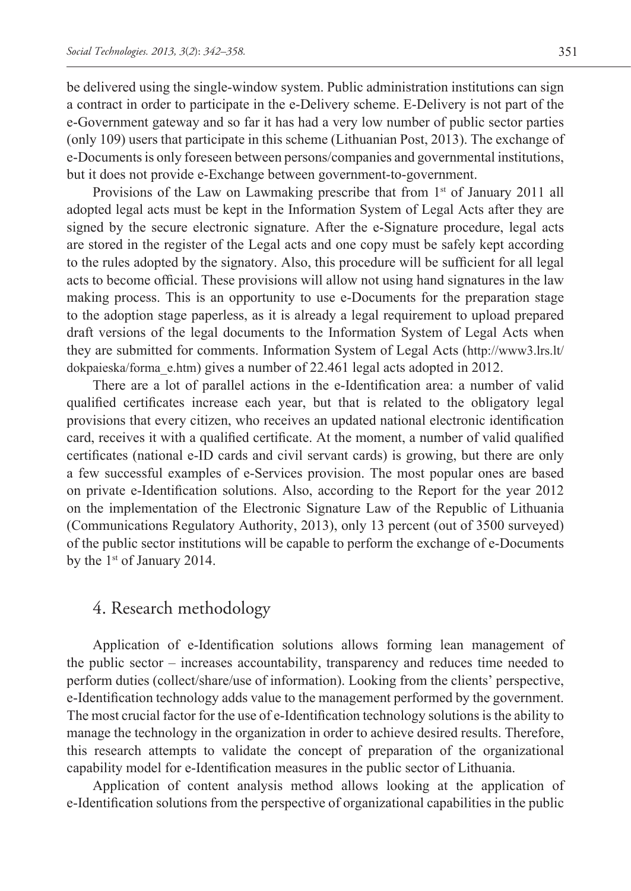be delivered using the single-window system. Public administration institutions can sign a contract in order to participate in the e-Delivery scheme. E-Delivery is not part of the e-Government gateway and so far it has had a very low number of public sector parties (only 109) users that participate in this scheme (Lithuanian Post, 2013). The exchange of e-Documents is only foreseen between persons/companies and governmental institutions, but it does not provide e-Exchange between government-to-government.

Provisions of the Law on Lawmaking prescribe that from 1st of January 2011 all adopted legal acts must be kept in the Information System of Legal Acts after they are signed by the secure electronic signature. After the e-Signature procedure, legal acts are stored in the register of the Legal acts and one copy must be safely kept according to the rules adopted by the signatory. Also, this procedure will be sufficient for all legal acts to become official. These provisions will allow not using hand signatures in the law making process. This is an opportunity to use e-Documents for the preparation stage to the adoption stage paperless, as it is already a legal requirement to upload prepared draft versions of the legal documents to the Information System of Legal Acts when they are submitted for comments. Information System of Legal Acts (http://www3.lrs.lt/dokpaieska/forma_e.htm) gives a number of 22.461 legal acts adopted in 2012.

There are a lot of parallel actions in the e-Identification area: a number of valid qualified certificates increase each year, but that is related to the obligatory legal provisions that every citizen, who receives an updated national electronic identification card, receives it with a qualified certificate. At the moment, a number of valid qualified certificates (national e-ID cards and civil servant cards) is growing, but there are only a few successful examples of e-Services provision. The most popular ones are based on private e-Identification solutions. Also, according to the Report for the year 2012 on the implementation of the Electronic Signature Law of the Republic of Lithuania (Communications Regulatory Authority, 2013), only 13 percent (out of 3500 surveyed) of the public sector institutions will be capable to perform the exchange of e-Documents by the 1st of January 2014.

## 4. Research methodology

Application of e-Identification solutions allows forming lean management of the public sector – increases accountability, transparency and reduces time needed to perform duties (collect/share/use of information). Looking from the clients' perspective, e-Identification technology adds value to the management performed by the government. The most crucial factor for the use of e-Identification technology solutions is the ability to manage the technology in the organization in order to achieve desired results. Therefore, this research attempts to validate the concept of preparation of the organizational capability model for e-Identification measures in the public sector of Lithuania.

Application of content analysis method allows looking at the application of e-Identification solutions from the perspective of organizational capabilities in the public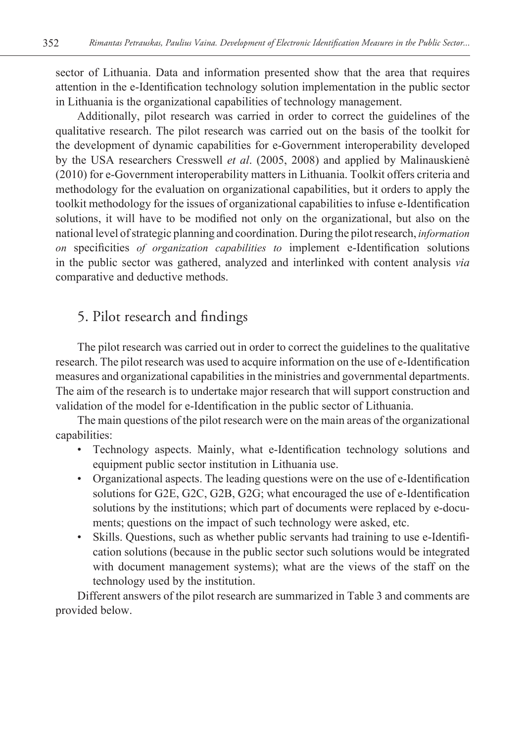sector of Lithuania. Data and information presented show that the area that requires attention in the e-Identification technology solution implementation in the public sector in Lithuania is the organizational capabilities of technology management.

Additionally, pilot research was carried in order to correct the guidelines of the qualitative research. The pilot research was carried out on the basis of the toolkit for the development of dynamic capabilities for e-Government interoperability developed by the USA researchers Cresswell *et al*. (2005, 2008) and applied by Malinauskienė (2010) for e-Government interoperability matters in Lithuania. Toolkit offers criteria and methodology for the evaluation on organizational capabilities, but it orders to apply the toolkit methodology for the issues of organizational capabilities to infuse e-Identification solutions, it will have to be modified not only on the organizational, but also on the national level of strategic planning and coordination. During the pilot research, *information on* specificities *of organization capabilities to* implement e-Identification solutions in the public sector was gathered, analyzed and interlinked with content analysis *via* comparative and deductive methods.

## 5. Pilot research and findings

The pilot research was carried out in order to correct the guidelines to the qualitative research. The pilot research was used to acquire information on the use of e-Identification measures and organizational capabilities in the ministries and governmental departments. The aim of the research is to undertake major research that will support construction and validation of the model for e-Identification in the public sector of Lithuania.

The main questions of the pilot research were on the main areas of the organizational capabilities:

- Technology aspects. Mainly, what e-Identification technology solutions and equipment public sector institution in Lithuania use.
- Organizational aspects. The leading questions were on the use of e-Identification solutions for G2E, G2C, G2B, G2G; what encouraged the use of e-Identification solutions by the institutions; which part of documents were replaced by e-documents; questions on the impact of such technology were asked, etc.
- Skills. Questions, such as whether public servants had training to use e-Identification solutions (because in the public sector such solutions would be integrated with document management systems); what are the views of the staff on the technology used by the institution.

Different answers of the pilot research are summarized in Table 3 and comments are provided below.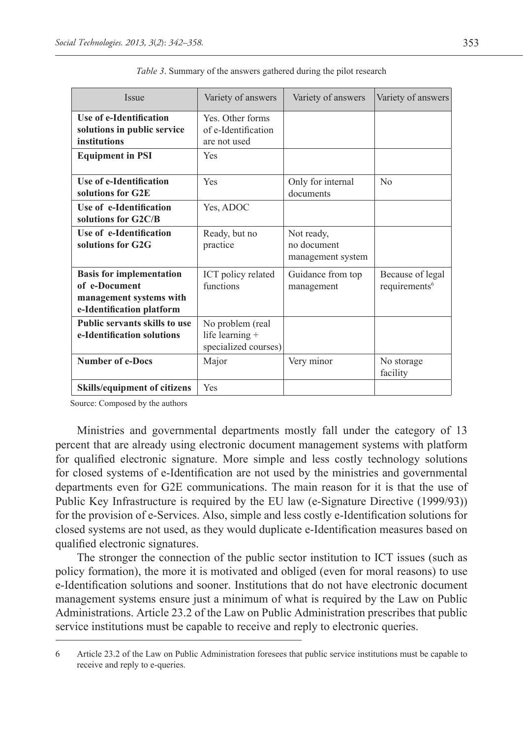*Table 3*. Summary of the answers gathered during the pilot research

| Issue | Variety of answers | Variety of answers | Variety of answers |
|---|---|---|---|
| **Use of e-Identification solutions in public service institutions** | Yes. Other forms of e-Identification are not used | | |
| **Equipment in PSI** | Yes | | |
| **Use of e-Identification solutions for G2E** | Yes | Only for internal documents | No |
| **Use of e-Identification solutions for G2C/B** | Yes, ADOC | | |
| **Use of e-Identification solutions for G2G** | Ready, but no practice | Not ready, no document management system | |
| **Basis for implementation of e-Document management systems with e-Identification platform** | ICT policy related functions | Guidance from top management | Because of legal requirements[6] |
| **Public servants skills to use e-Identification solutions** | No problem (real life learning + specialized courses) | | |
| **Number of e-Docs** | Major | Very minor | No storage facility |
| **Skills/equipment of citizens** | Yes | | |

Source: Composed by the authors

Ministries and governmental departments mostly fall under the category of 13 percent that are already using electronic document management systems with platform for qualified electronic signature. More simple and less costly technology solutions for closed systems of e-Identification are not used by the ministries and governmental departments even for G2E communications. The main reason for it is that the use of Public Key Infrastructure is required by the EU law (e-Signature Directive (1999/93)) for the provision of e-Services. Also, simple and less costly e-Identification solutions for closed systems are not used, as they would duplicate e-Identification measures based on qualified electronic signatures.

The stronger the connection of the public sector institution to ICT issues (such as policy formation), the more it is motivated and obliged (even for moral reasons) to use e-Identification solutions and sooner. Institutions that do not have electronic document management systems ensure just a minimum of what is required by the Law on Public Administrations. Article 23.2 of the Law on Public Administration prescribes that public service institutions must be capable to receive and reply to electronic queries.

6 Article 23.2 of the Law on Public Administration foresees that public service institutions must be capable to receive and reply to e-queries.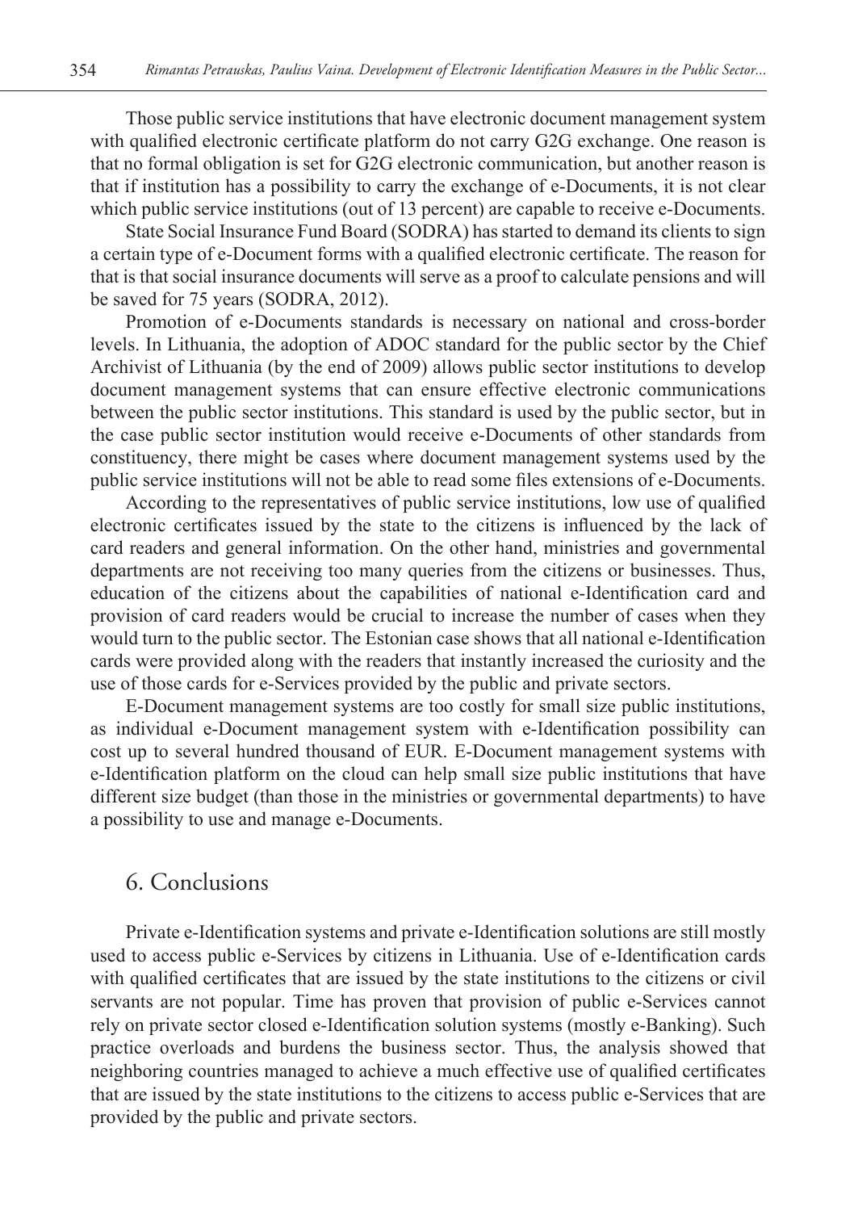Those public service institutions that have electronic document management system with qualified electronic certificate platform do not carry G2G exchange. One reason is that no formal obligation is set for G2G electronic communication, but another reason is that if institution has a possibility to carry the exchange of e-Documents, it is not clear which public service institutions (out of 13 percent) are capable to receive e-Documents.

State Social Insurance Fund Board (SODRA) has started to demand its clients to sign a certain type of e-Document forms with a qualified electronic certificate. The reason for that is that social insurance documents will serve as a proof to calculate pensions and will be saved for 75 years (SODRA, 2012).

Promotion of e-Documents standards is necessary on national and cross-border levels. In Lithuania, the adoption of ADOC standard for the public sector by the Chief Archivist of Lithuania (by the end of 2009) allows public sector institutions to develop document management systems that can ensure effective electronic communications between the public sector institutions. This standard is used by the public sector, but in the case public sector institution would receive e-Documents of other standards from constituency, there might be cases where document management systems used by the public service institutions will not be able to read some files extensions of e-Documents.

According to the representatives of public service institutions, low use of qualified electronic certificates issued by the state to the citizens is influenced by the lack of card readers and general information. On the other hand, ministries and governmental departments are not receiving too many queries from the citizens or businesses. Thus, education of the citizens about the capabilities of national e-Identification card and provision of card readers would be crucial to increase the number of cases when they would turn to the public sector. The Estonian case shows that all national e-Identification cards were provided along with the readers that instantly increased the curiosity and the use of those cards for e-Services provided by the public and private sectors.

E-Document management systems are too costly for small size public institutions, as individual e-Document management system with e-Identification possibility can cost up to several hundred thousand of EUR. E-Document management systems with e-Identification platform on the cloud can help small size public institutions that have different size budget (than those in the ministries or governmental departments) to have a possibility to use and manage e-Documents.

## 6. Conclusions

Private e-Identification systems and private e-Identification solutions are still mostly used to access public e-Services by citizens in Lithuania. Use of e-Identification cards with qualified certificates that are issued by the state institutions to the citizens or civil servants are not popular. Time has proven that provision of public e-Services cannot rely on private sector closed e-Identification solution systems (mostly e-Banking). Such practice overloads and burdens the business sector. Thus, the analysis showed that neighboring countries managed to achieve a much effective use of qualified certificates that are issued by the state institutions to the citizens to access public e-Services that are provided by the public and private sectors.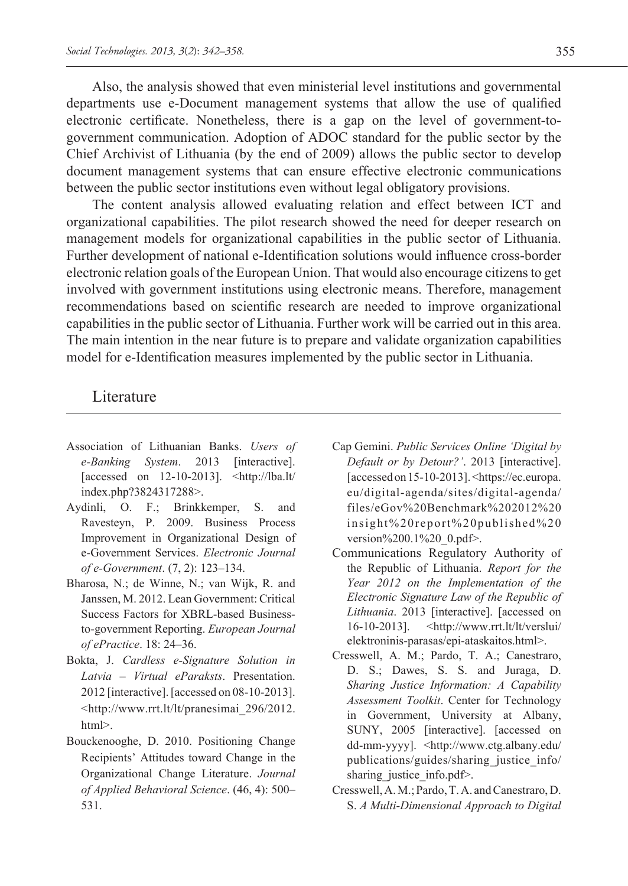Also, the analysis showed that even ministerial level institutions and governmental departments use e-Document management systems that allow the use of qualified electronic certificate. Nonetheless, there is a gap on the level of government-to-government communication. Adoption of ADOC standard for the public sector by the Chief Archivist of Lithuania (by the end of 2009) allows the public sector to develop document management systems that can ensure effective electronic communications between the public sector institutions even without legal obligatory provisions.

The content analysis allowed evaluating relation and effect between ICT and organizational capabilities. The pilot research showed the need for deeper research on management models for organizational capabilities in the public sector of Lithuania. Further development of national e-Identification solutions would influence cross-border electronic relation goals of the European Union. That would also encourage citizens to get involved with government institutions using electronic means. Therefore, management recommendations based on scientific research are needed to improve organizational capabilities in the public sector of Lithuania. Further work will be carried out in this area. The main intention in the near future is to prepare and validate organization capabilities model for e-Identification measures implemented by the public sector in Lithuania.

## Literature

Association of Lithuanian Banks. *Users of e-Banking System*. 2013 [interactive]. [accessed on 12-10-2013]. <http://lba.lt/index.php?3824317288>.

Aydinli, O. F.; Brinkkemper, S. and Ravesteyn, P. 2009. Business Process Improvement in Organizational Design of e-Government Services. *Electronic Journal of e-Government*. (7, 2): 123–134.

Bharosa, N.; de Winne, N.; van Wijk, R. and Janssen, M. 2012. Lean Government: Critical Success Factors for XBRL-based Business-to-government Reporting. *European Journal of ePractice*. 18: 24–36.

Bokta, J. *Cardless e-Signature Solution in Latvia – Virtual eParaksts*. Presentation. 2012 [interactive]. [accessed on 08-10-2013]. <http://www.rrt.lt/lt/pranesimai_296/2012.html>.

Bouckenooghe, D. 2010. Positioning Change Recipients' Attitudes toward Change in the Organizational Change Literature. *Journal of Applied Behavioral Science*. (46, 4): 500–531.

Cap Gemini. *Public Services Online 'Digital by Default or by Detour?'*. 2013 [interactive]. [accessed on 15-10-2013]. <https://ec.europa.eu/digital-agenda/sites/digital-agenda/files/eGov%20Benchmark%202012%20insight%20report%20published%20version%200.1%20_0.pdf>.

Communications Regulatory Authority of the Republic of Lithuania. *Report for the Year 2012 on the Implementation of the Electronic Signature Law of the Republic of Lithuania*. 2013 [interactive]. [accessed on 16-10-2013]. <http://www.rrt.lt/lt/verslui/elektroninis-parasas/epi-ataskaitos.html>.

Cresswell, A. M.; Pardo, T. A.; Canestraro, D. S.; Dawes, S. S. and Juraga, D. *Sharing Justice Information: A Capability Assessment Toolkit*. Center for Technology in Government, University at Albany, SUNY, 2005 [interactive]. [accessed on dd-mm-yyyy]. <http://www.ctg.albany.edu/publications/guides/sharing_justice_info/sharing_justice_info.pdf>.

Cresswell, A. M.; Pardo, T. A. and Canestraro, D. S. *A Multi-Dimensional Approach to Digital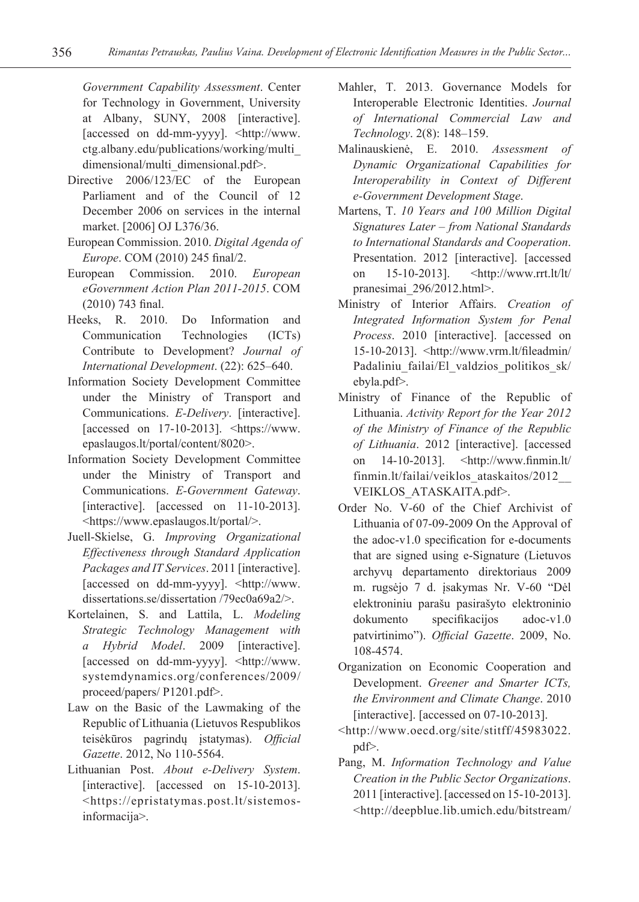*Government Capability Assessment*. Center for Technology in Government, University at Albany, SUNY, 2008 [interactive]. [accessed on dd-mm-yyyy]. <http://www.ctg.albany.edu/publications/working/multi_dimensional/multi_dimensional.pdf>.

Directive 2006/123/EC of the European Parliament and of the Council of 12 December 2006 on services in the internal market. [2006] OJ L376/36.

European Commission. 2010. *Digital Agenda of Europe*. COM (2010) 245 final/2.

European Commission. 2010. *European eGovernment Action Plan 2011-2015*. COM (2010) 743 final.

Heeks, R. 2010. Do Information and Communication Technologies (ICTs) Contribute to Development? *Journal of International Development*. (22): 625–640.

Information Society Development Committee under the Ministry of Transport and Communications. *E-Delivery*. [interactive]. [accessed on 17-10-2013]. <https://www.epaslaugos.lt/portal/content/8020>.

Information Society Development Committee under the Ministry of Transport and Communications. *E-Government Gateway*. [interactive]. [accessed on 11-10-2013]. <https://www.epaslaugos.lt/portal/>.

Juell-Skielse, G. *Improving Organizational Effectiveness through Standard Application Packages and IT Services*. 2011 [interactive]. [accessed on dd-mm-yyyy]. <http://www.dissertations.se/dissertation /79ec0a69a2/>.

Kortelainen, S. and Lattila, L. *Modeling Strategic Technology Management with a Hybrid Model*. 2009 [interactive]. [accessed on dd-mm-yyyy]. <http://www.systemdynamics.org/conferences/2009/proceed/papers/ P1201.pdf>.

Law on the Basic of the Lawmaking of the Republic of Lithuania (Lietuvos Respublikos teisėkūros pagrindų įstatymas). *Official Gazette*. 2012, No 110-5564.

Lithuanian Post. *About e-Delivery System*. [interactive]. [accessed on 15-10-2013]. <https://epristatymas.post.lt/sistemos-informacija>.

Mahler, T. 2013. Governance Models for Interoperable Electronic Identities. *Journal of International Commercial Law and Technology*. 2(8): 148–159.

Malinauskienė, E. 2010. *Assessment of Dynamic Organizational Capabilities for Interoperability in Context of Different e-Government Development Stage*.

Martens, T. *10 Years and 100 Million Digital Signatures Later – from National Standards to International Standards and Cooperation*. Presentation. 2012 [interactive]. [accessed on 15-10-2013]. <http://www.rrt.lt/lt/pranesimai_296/2012.html>.

Ministry of Interior Affairs. *Creation of Integrated Information System for Penal Process*. 2010 [interactive]. [accessed on 15-10-2013]. <http://www.vrm.lt/fileadmin/Padaliniu_failai/El_valdzios_politikos_sk/ebyla.pdf>.

Ministry of Finance of the Republic of Lithuania. *Activity Report for the Year 2012 of the Ministry of Finance of the Republic of Lithuania*. 2012 [interactive]. [accessed on 14-10-2013]. <http://www.finmin.lt/finmin.lt/failai/veiklos_ataskaitos/2012__VEIKLOS_ATASKAITA.pdf>.

Order No. V-60 of the Chief Archivist of Lithuania of 07-09-2009 On the Approval of the adoc-v1.0 specification for e-documents that are signed using e-Signature (Lietuvos archyvų departamento direktoriaus 2009 m. rugsėjo 7 d. įsakymas Nr. V-60 "Dėl elektroniniu parašu pasirašyto elektroninio dokumento specifikacijos adoc-v1.0 patvirtinimo"). *Official Gazette*. 2009, No. 108-4574.

Organization on Economic Cooperation and Development. *Greener and Smarter ICTs, the Environment and Climate Change*. 2010 [interactive]. [accessed on 07-10-2013]. <http://www.oecd.org/site/stitff/45983022.pdf>.

Pang, M. *Information Technology and Value Creation in the Public Sector Organizations*. 2011 [interactive]. [accessed on 15-10-2013]. <http://deepblue.lib.umich.edu/bitstream/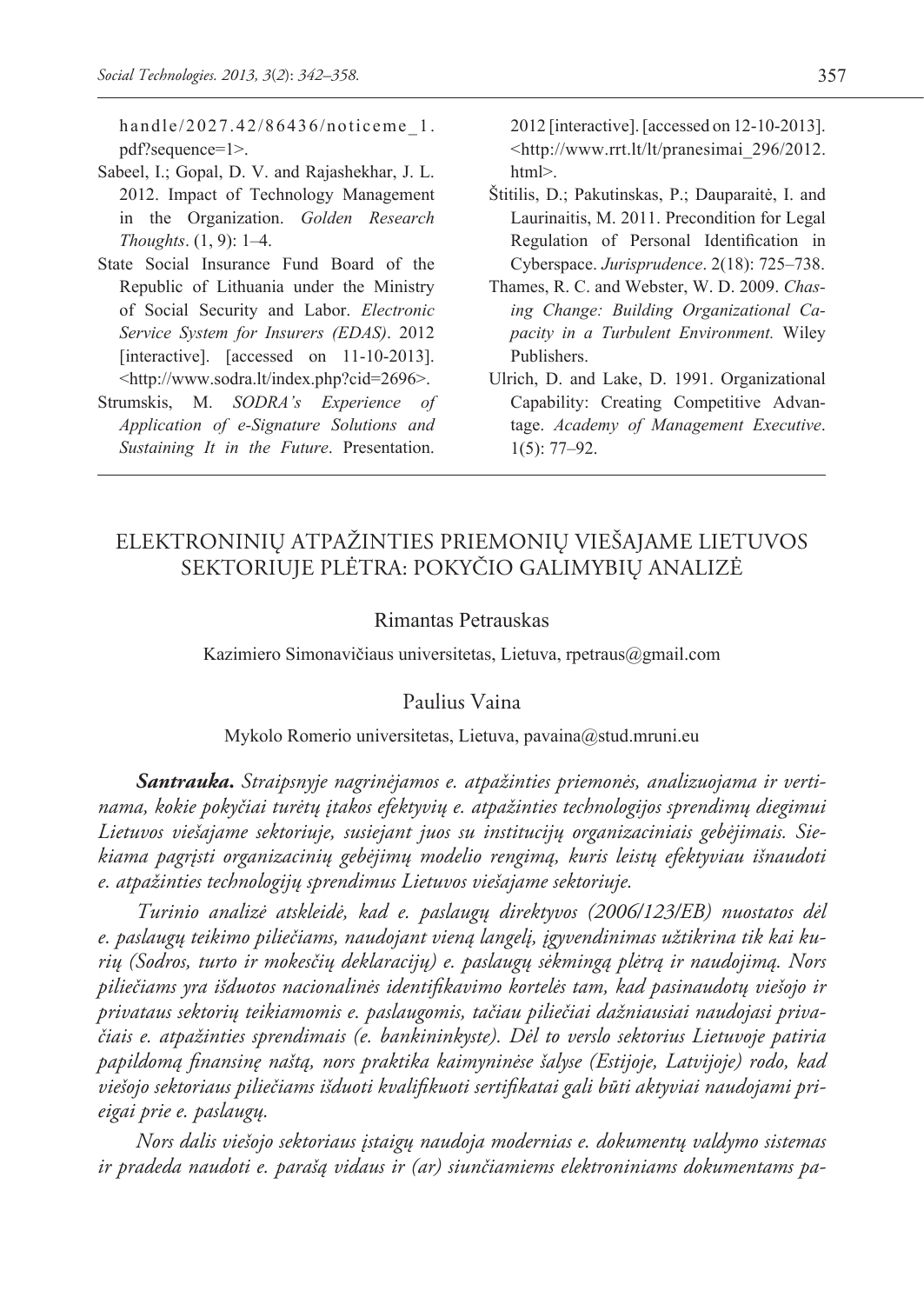handle/2027.42/86436/noticeme_1.pdf?sequence=1>.

Sabeel, I.; Gopal, D. V. and Rajashekhar, J. L. 2012. Impact of Technology Management in the Organization. *Golden Research Thoughts*. (1, 9): 1–4.

State Social Insurance Fund Board of the Republic of Lithuania under the Ministry of Social Security and Labor. *Electronic Service System for Insurers (EDAS)*. 2012 [interactive]. [accessed on 11-10-2013]. <http://www.sodra.lt/index.php?cid=2696>.

Strumskis, M. *SODRA's Experience of Application of e-Signature Solutions and Sustaining It in the Future*. Presentation. 2012 [interactive]. [accessed on 12-10-2013]. <http://www.rrt.lt/lt/pranesimai_296/2012.html>.

Štitilis, D.; Pakutinskas, P.; Dauparaitė, I. and Laurinaitis, M. 2011. Precondition for Legal Regulation of Personal Identification in Cyberspace. *Jurisprudence*. 2(18): 725–738.

Thames, R. C. and Webster, W. D. 2009. *Chasing Change: Building Organizational Capacity in a Turbulent Environment.* Wiley Publishers.

Ulrich, D. and Lake, D. 1991. Organizational Capability: Creating Competitive Advantage. *Academy of Management Executive*. 1(5): 77–92.

# ELEKTRONINIŲ ATPAŽINTIES PRIEMONIŲ VIEŠAJAME LIETUVOS SEKTORIUJE PLĖTRA: POKYČIO GALIMYBIŲ ANALIZĖ

Rimantas Petrauskas

Kazimiero Simonavičiaus universitetas, Lietuva, rpetraus@gmail.com

Paulius Vaina

Mykolo Romerio universitetas, Lietuva, pavaina@stud.mruni.eu

***Santrauka.*** *Straipsnyje nagrinėjamos e. atpažinties priemonės, analizuojama ir vertinama, kokie pokyčiai turėtų įtakos efektyvių e. atpažinties technologijos sprendimų diegimui Lietuvos viešajame sektoriuje, susiejant juos su institucijų organizaciniais gebėjimais. Siekiama pagrįsti organizacinių gebėjimų modelio rengimą, kuris leistų efektyviau išnaudoti e. atpažinties technologijų sprendimus Lietuvos viešajame sektoriuje.*

*Turinio analizė atskleidė, kad e. paslaugų direktyvos (2006/123/EB) nuostatos dėl e. paslaugų teikimo piliečiams, naudojant vieną langelį, įgyvendinimas užtikrina tik kai kurių (Sodros, turto ir mokesčių deklaracijų) e. paslaugų sėkmingą plėtrą ir naudojimą. Nors piliečiams yra išduotos nacionalinės identifikavimo kortelės tam, kad pasinaudotų viešojo ir privataus sektorių teikiamomis e. paslaugomis, tačiau piliečiai dažniausiai naudojasi privačiais e. atpažinties sprendimais (e. bankininkyste). Dėl to verslo sektorius Lietuvoje patiria papildomą finansinę naštą, nors praktika kaimyninėse šalyse (Estijoje, Latvijoje) rodo, kad viešojo sektoriaus piliečiams išduoti kvalifikuoti sertifikatai gali būti aktyviai naudojami prieigai prie e. paslaugų.*

*Nors dalis viešojo sektoriaus įstaigų naudoja modernias e. dokumentų valdymo sistemas ir pradeda naudoti e. parašą vidaus ir (ar) siunčiamiems elektroniniams dokumentams pa-*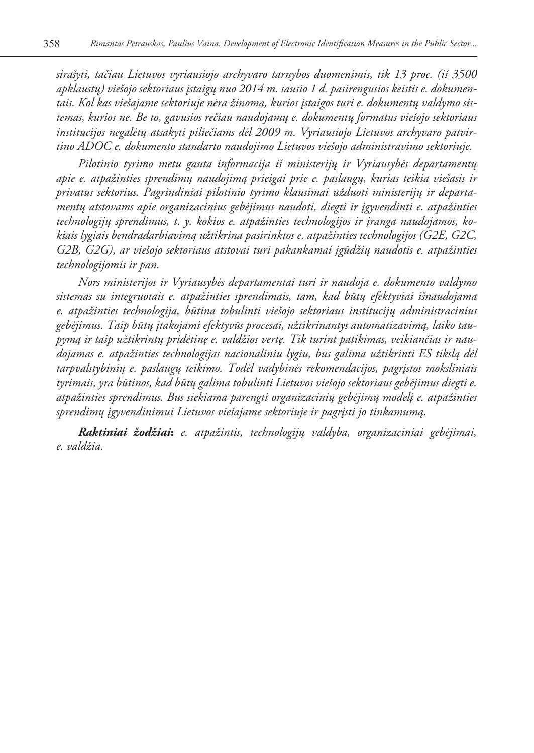*sirašyti, tačiau Lietuvos vyriausiojo archyvaro tarnybos duomenimis, tik 13 proc. (iš 3500 apklaustų) viešojo sektoriaus įstaigų nuo 2014 m. sausio 1 d. pasirengusios keistis e. dokumentais. Kol kas viešajame sektoriuje nėra žinoma, kurios įstaigos turi e. dokumentų valdymo sistemas, kurios ne. Be to, gavusios rečiau naudojamų e. dokumentų formatus viešojo sektoriaus institucijos negalėtų atsakyti piliečiams dėl 2009 m. Vyriausiojo Lietuvos archyvaro patvirtino ADOC e. dokumento standarto naudojimo Lietuvos viešojo administravimo sektoriuje.*

*Pilotinio tyrimo metu gauta informacija iš ministerijų ir Vyriausybės departamentų apie e. atpažinties sprendimų naudojimą prieigai prie e. paslaugų, kurias teikia viešasis ir privatus sektorius. Pagrindiniai pilotinio tyrimo klausimai užduoti ministerijų ir departamentų atstovams apie organizacinius gebėjimus naudoti, diegti ir įgyvendinti e. atpažinties technologijų sprendimus, t. y. kokios e. atpažinties technologijos ir įranga naudojamos, kokiais lygiais bendradarbiavimą užtikrina pasirinktos e. atpažinties technologijos (G2E, G2C, G2B, G2G), ar viešojo sektoriaus atstovai turi pakankamai įgūdžių naudotis e. atpažinties technologijomis ir pan.*

*Nors ministerijos ir Vyriausybės departamentai turi ir naudoja e. dokumento valdymo sistemas su integruotais e. atpažinties sprendimais, tam, kad būtų efektyviai išnaudojama e. atpažinties technologija, būtina tobulinti viešojo sektoriaus institucijų administracinius gebėjimus. Taip būtų įtakojami efektyvūs procesai, užtikrinantys automatizavimą, laiko taupymą ir taip užtikrintų pridėtinę e. valdžios vertę. Tik turint patikimas, veikiančias ir naudojamas e. atpažinties technologijas nacionaliniu lygiu, bus galima užtikrinti ES tikslą dėl tarpvalstybinių e. paslaugų teikimo. Todėl vadybinės rekomendacijos, pagrįstos moksliniais tyrimais, yra būtinos, kad būtų galima tobulinti Lietuvos viešojo sektoriaus gebėjimus diegti e. atpažinties sprendimus. Bus siekiama parengti organizacinių gebėjimų modelį e. atpažinties sprendimų įgyvendinimui Lietuvos viešajame sektoriuje ir pagrįsti jo tinkamumą.*

***Raktiniai žodžiai*:** *e. atpažintis, technologijų valdyba, organizaciniai gebėjimai, e. valdžia.*